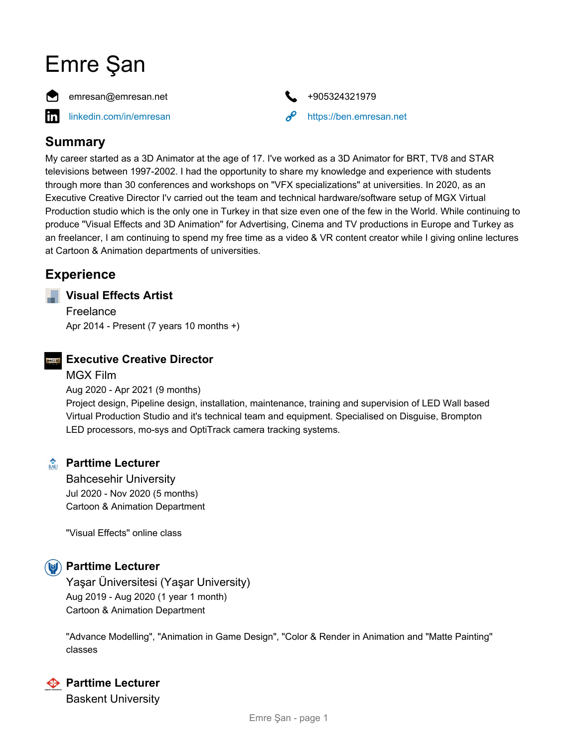# Emre Şan

emresan@emresan.net

+905324321979

linkedin.com/in/emresan

https://ben.emresan.net

## Summary

My career started as a 3D Animator at the age of 17. I've worked as a 3D Animator for BRT, TV8 and STAR televisions between 1997-2002. I had the opportunity to share my knowledge and experience with students through more than 30 conferences and workshops on "VFX specializations" at universities. In 2020, as an Executive Creative Director I'v carried out the team and technical hardware/software setup of MGX Virtual Production studio which is the only one in Turkey in that size even one of the few in the World. While continuing to produce "Visual Effects and 3D Animation" for Advertising, Cinema and TV productions in Europe and Turkey as an freelancer, I am continuing to spend my free time as a video & VR content creator while I giving online lectures at Cartoon & Animation departments of universities.

## Experience

### Visual Effects Artist

Freelance

Apr 2014 - Present (7 years 10 months +)

### Executive Creative Director

MGX Film

Aug 2020 - Apr 2021 (9 months)

Project design, Pipeline design, installation, maintenance, training and supervision of LED Wall based Virtual Production Studio and it's technical team and equipment. Specialised on Disguise, Brompton LED processors, mo-sys and OptiTrack camera tracking systems.

### Parttime Lecturer

Bahcesehir University

Jul 2020 - Nov 2020 (5 months)

Cartoon & Animation Department

"Visual Effects" online class

### Parttime Lecturer

Yaşar Üniversitesi (Yaşar University)

Aug 2019 - Aug 2020 (1 year 1 month)

Cartoon & Animation Department

"Advance Modelling", "Animation in Game Design", "Color & Render in Animation and "Matte Painting" classes

### Parttime Lecturer

Baskent University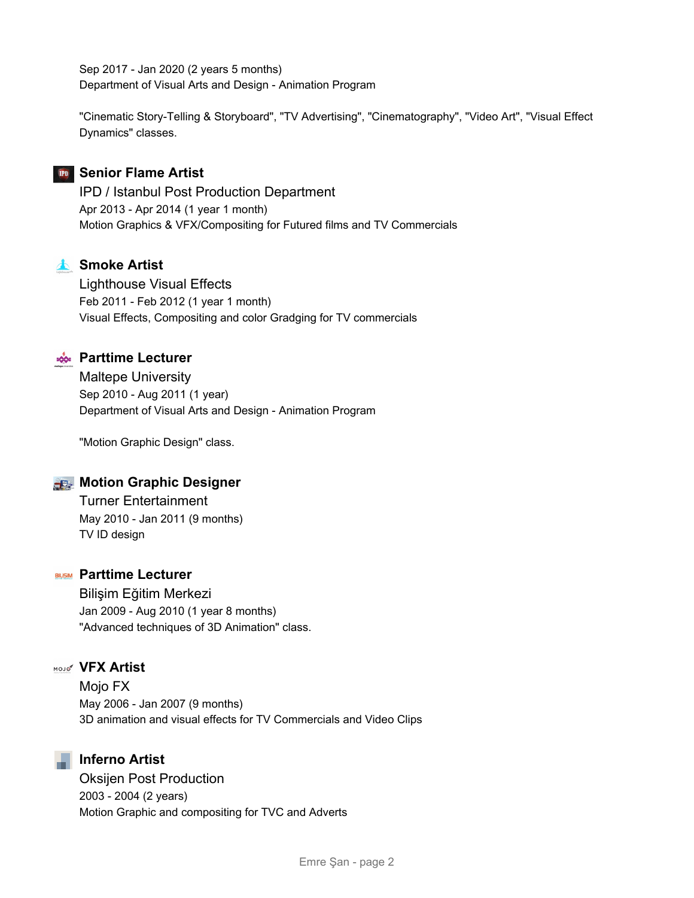Sep 2017 - Jan 2020 (2 years 5 months)
Department of Visual Arts and Design - Animation Program

"Cinematic Story-Telling & Storyboard", "TV Advertising", "Cinematography", "Video Art", "Visual Effect Dynamics" classes.

### Senior Flame Artist

IPD / Istanbul Post Production Department
Apr 2013 - Apr 2014 (1 year 1 month)
Motion Graphics & VFX/Compositing for Futured films and TV Commercials

### Smoke Artist

Lighthouse Visual Effects
Feb 2011 - Feb 2012 (1 year 1 month)
Visual Effects, Compositing and color Gradging for TV commercials

### Parttime Lecturer

Maltepe University
Sep 2010 - Aug 2011 (1 year)
Department of Visual Arts and Design - Animation Program

"Motion Graphic Design" class.

### Motion Graphic Designer

Turner Entertainment
May 2010 - Jan 2011 (9 months)
TV ID design

### Parttime Lecturer

Bilişim Eğitim Merkezi
Jan 2009 - Aug 2010 (1 year 8 months)
"Advanced techniques of 3D Animation" class.

### VFX Artist

Mojo FX
May 2006 - Jan 2007 (9 months)
3D animation and visual effects for TV Commercials and Video Clips

### Inferno Artist

Oksijen Post Production
2003 - 2004 (2 years)
Motion Graphic and compositing for TVC and Adverts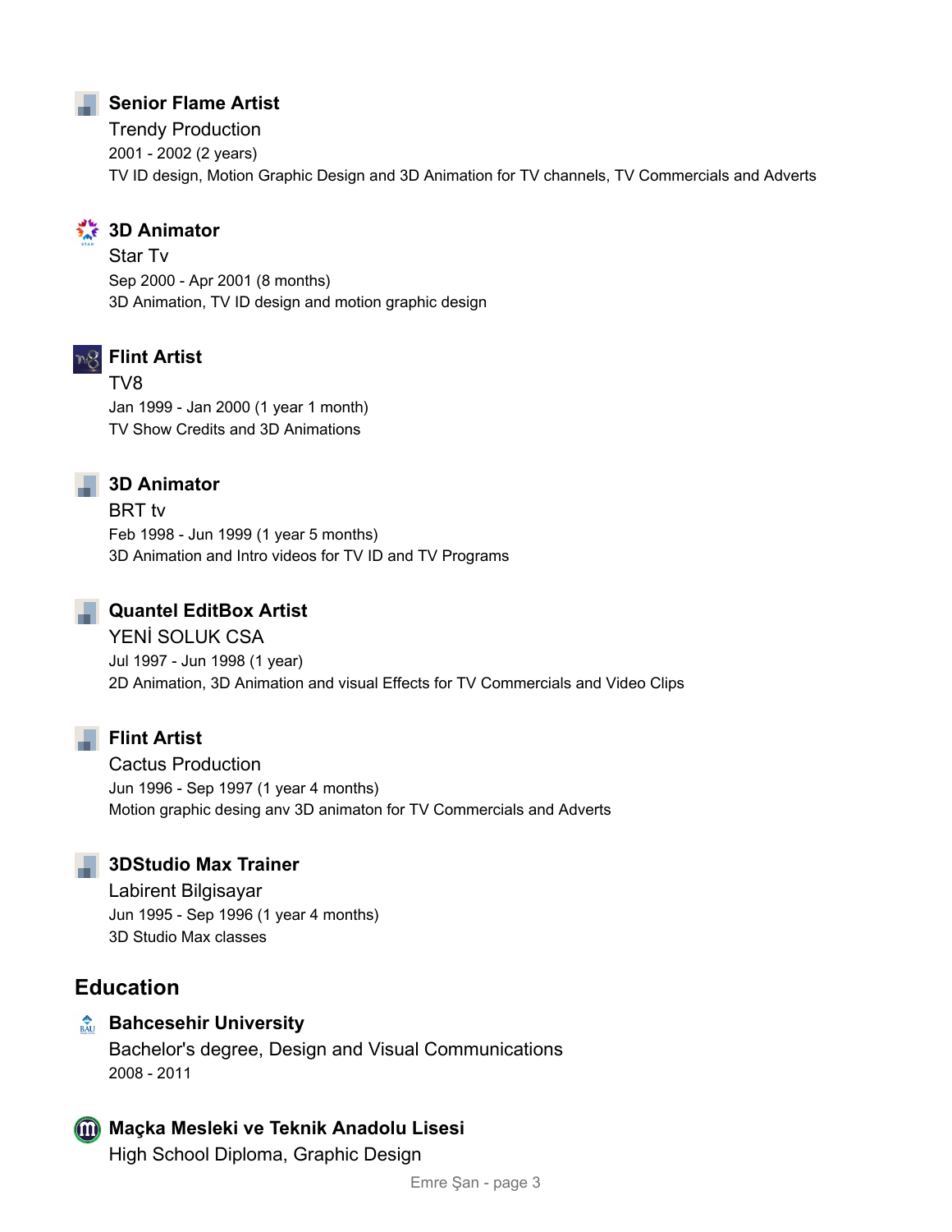### Senior Flame Artist

Trendy Production

2001 - 2002 (2 years)

TV ID design, Motion Graphic Design and 3D Animation for TV channels, TV Commercials and Adverts

### 3D Animator

Star Tv

Sep 2000 - Apr 2001 (8 months)

3D Animation, TV ID design and motion graphic design

### Flint Artist

TV8

Jan 1999 - Jan 2000 (1 year 1 month)

TV Show Credits and 3D Animations

### 3D Animator

BRT tv

Feb 1998 - Jun 1999 (1 year 5 months)

3D Animation and Intro videos for TV ID and TV Programs

### Quantel EditBox Artist

YENİ SOLUK CSA

Jul 1997 - Jun 1998 (1 year)

2D Animation, 3D Animation and visual Effects for TV Commercials and Video Clips

### Flint Artist

Cactus Production

Jun 1996 - Sep 1997 (1 year 4 months)

Motion graphic desing anv 3D animaton for TV Commercials and Adverts

### 3DStudio Max Trainer

Labirent Bilgisayar

Jun 1995 - Sep 1996 (1 year 4 months)

3D Studio Max classes

## Education

### Bahcesehir University

Bachelor's degree, Design and Visual Communications

2008 - 2011

### Maçka Mesleki ve Teknik Anadolu Lisesi

High School Diploma, Graphic Design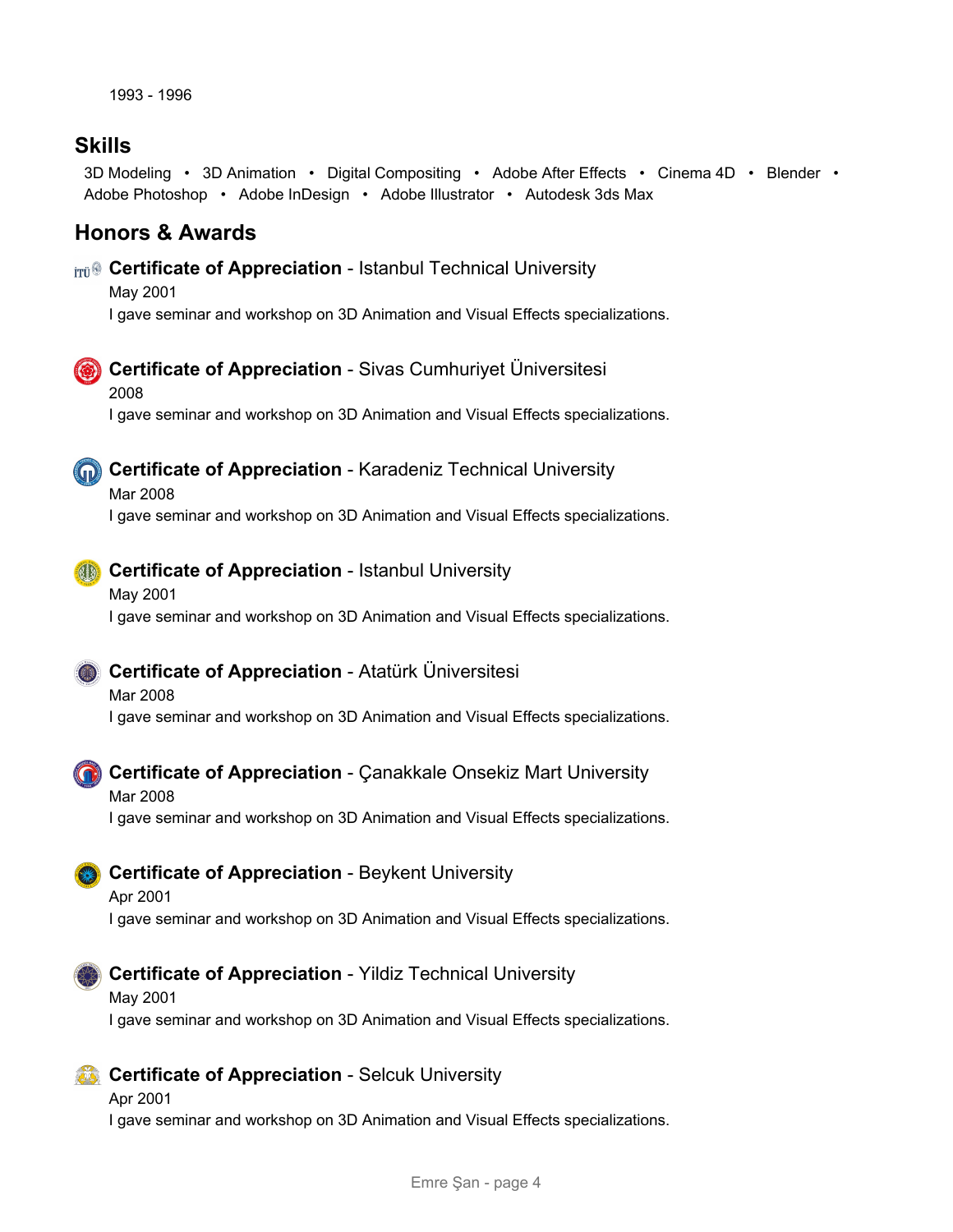1993 - 1996

## Skills

3D Modeling • 3D Animation • Digital Compositing • Adobe After Effects • Cinema 4D • Blender • Adobe Photoshop • Adobe InDesign • Adobe Illustrator • Autodesk 3ds Max

## Honors & Awards

**Certificate of Appreciation** - Istanbul Technical University
May 2001
I gave seminar and workshop on 3D Animation and Visual Effects specializations.

**Certificate of Appreciation** - Sivas Cumhuriyet Üniversitesi
2008
I gave seminar and workshop on 3D Animation and Visual Effects specializations.

**Certificate of Appreciation** - Karadeniz Technical University
Mar 2008
I gave seminar and workshop on 3D Animation and Visual Effects specializations.

**Certificate of Appreciation** - Istanbul University
May 2001
I gave seminar and workshop on 3D Animation and Visual Effects specializations.

**Certificate of Appreciation** - Atatürk Üniversitesi
Mar 2008
I gave seminar and workshop on 3D Animation and Visual Effects specializations.

**Certificate of Appreciation** - Çanakkale Onsekiz Mart University
Mar 2008
I gave seminar and workshop on 3D Animation and Visual Effects specializations.

**Certificate of Appreciation** - Beykent University
Apr 2001
I gave seminar and workshop on 3D Animation and Visual Effects specializations.

**Certificate of Appreciation** - Yildiz Technical University
May 2001
I gave seminar and workshop on 3D Animation and Visual Effects specializations.

**Certificate of Appreciation** - Selcuk University
Apr 2001
I gave seminar and workshop on 3D Animation and Visual Effects specializations.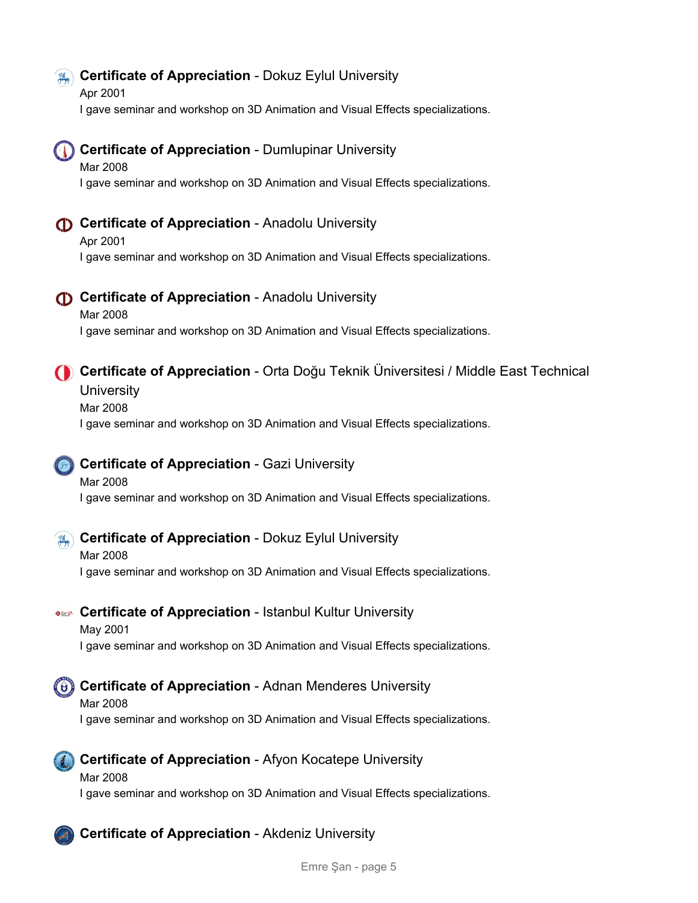**Certificate of Appreciation** - Dokuz Eylul University
Apr 2001
I gave seminar and workshop on 3D Animation and Visual Effects specializations.

**Certificate of Appreciation** - Dumlupinar University
Mar 2008
I gave seminar and workshop on 3D Animation and Visual Effects specializations.

**Certificate of Appreciation** - Anadolu University
Apr 2001
I gave seminar and workshop on 3D Animation and Visual Effects specializations.

**Certificate of Appreciation** - Anadolu University
Mar 2008
I gave seminar and workshop on 3D Animation and Visual Effects specializations.

**Certificate of Appreciation** - Orta Doğu Teknik Üniversitesi / Middle East Technical University
Mar 2008
I gave seminar and workshop on 3D Animation and Visual Effects specializations.

**Certificate of Appreciation** - Gazi University
Mar 2008
I gave seminar and workshop on 3D Animation and Visual Effects specializations.

**Certificate of Appreciation** - Dokuz Eylul University
Mar 2008
I gave seminar and workshop on 3D Animation and Visual Effects specializations.

**Certificate of Appreciation** - Istanbul Kultur University
May 2001
I gave seminar and workshop on 3D Animation and Visual Effects specializations.

**Certificate of Appreciation** - Adnan Menderes University
Mar 2008
I gave seminar and workshop on 3D Animation and Visual Effects specializations.

**Certificate of Appreciation** - Afyon Kocatepe University
Mar 2008
I gave seminar and workshop on 3D Animation and Visual Effects specializations.

**Certificate of Appreciation** - Akdeniz University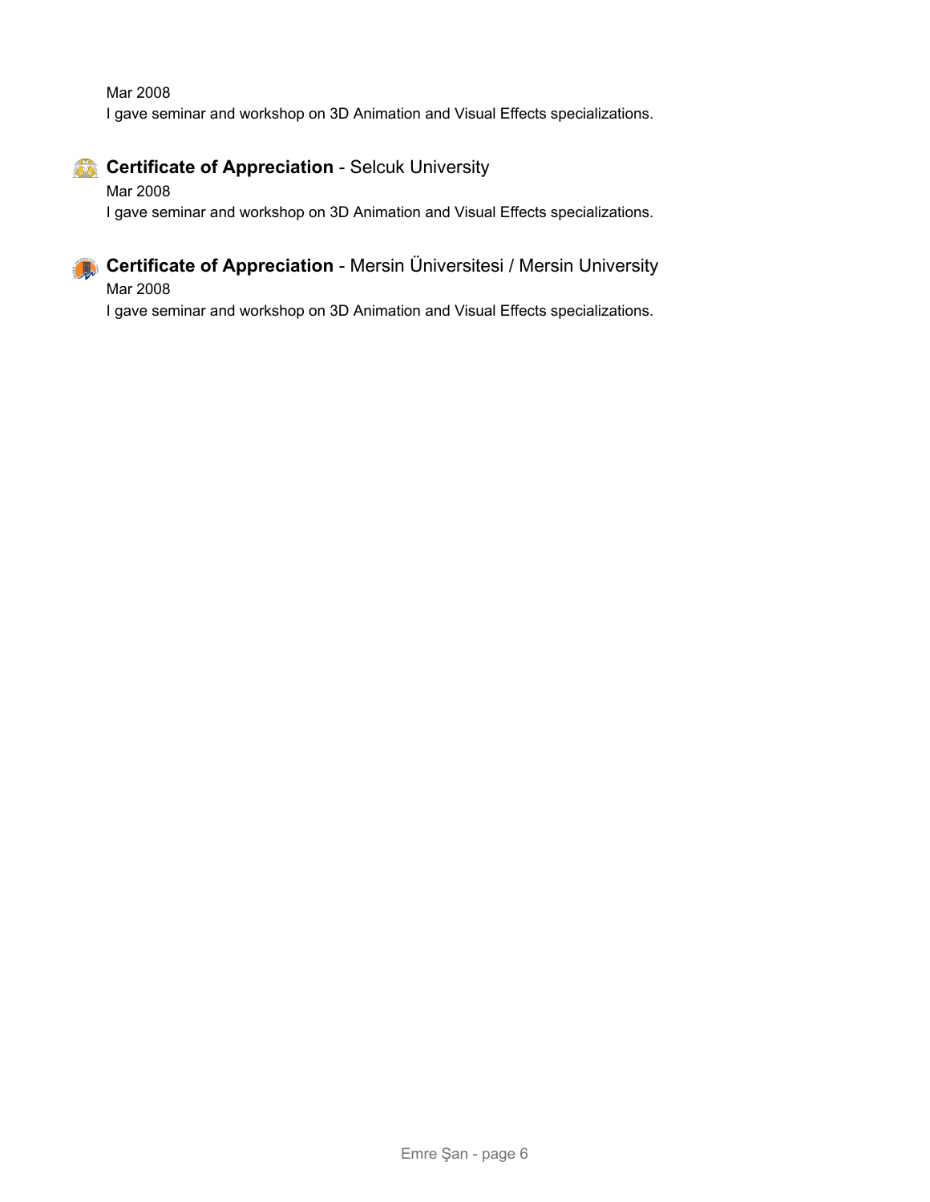Mar 2008
I gave seminar and workshop on 3D Animation and Visual Effects specializations.

**Certificate of Appreciation** - Selcuk University
Mar 2008
I gave seminar and workshop on 3D Animation and Visual Effects specializations.

**Certificate of Appreciation** - Mersin Üniversitesi / Mersin University
Mar 2008
I gave seminar and workshop on 3D Animation and Visual Effects specializations.